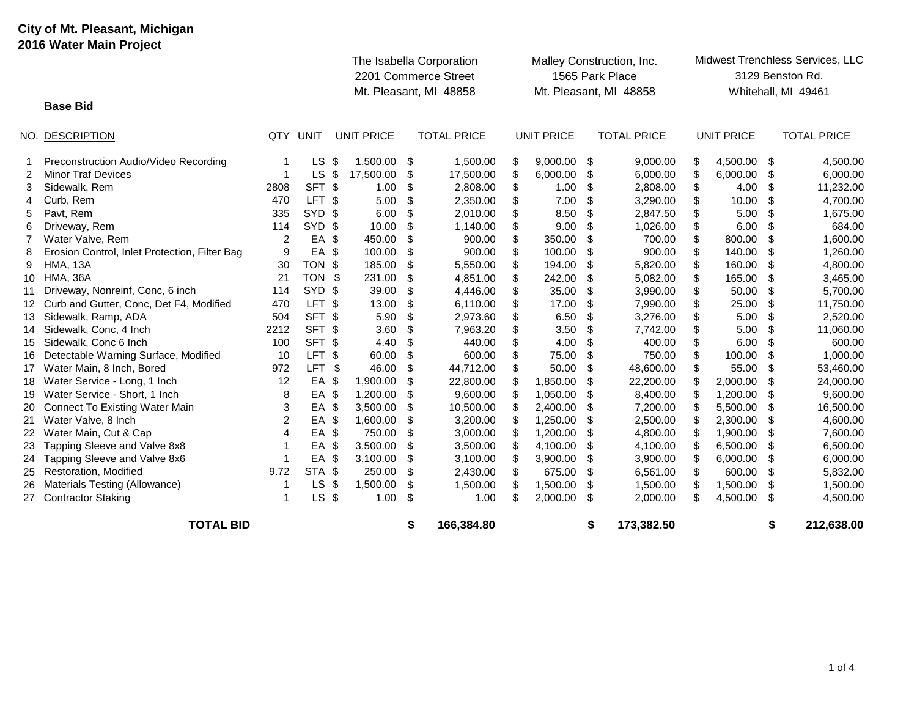**City of Mt. Pleasant, Michigan**
**2016 Water Main Project**

**Base Bid**

| NO. | DESCRIPTION | QTY | UNIT | The Isabella Corporation, 2201 Commerce Street, Mt. Pleasant, MI 48858 | | Malley Construction, Inc., 1565 Park Place, Mt. Pleasant, MI 48858 | | Midwest Trenchless Services, LLC, 3129 Benston Rd., Whitehall, MI 49461 | |
|---|---|---|---|---|---|---|---|---|---|
| | | | | UNIT PRICE | TOTAL PRICE | UNIT PRICE | TOTAL PRICE | UNIT PRICE | TOTAL PRICE |
| 1 | Preconstruction Audio/Video Recording | 1 | LS | $ 1,500.00 | $ 1,500.00 | $ 9,000.00 | $ 9,000.00 | $ 4,500.00 | $ 4,500.00 |
| 2 | Minor Traf Devices | 1 | LS | $ 17,500.00 | $ 17,500.00 | $ 6,000.00 | $ 6,000.00 | $ 6,000.00 | $ 6,000.00 |
| 3 | Sidewalk, Rem | 2808 | SFT | $ 1.00 | $ 2,808.00 | $ 1.00 | $ 2,808.00 | $ 4.00 | $ 11,232.00 |
| 4 | Curb, Rem | 470 | LFT | $ 5.00 | $ 2,350.00 | $ 7.00 | $ 3,290.00 | $ 10.00 | $ 4,700.00 |
| 5 | Pavt, Rem | 335 | SYD | $ 6.00 | $ 2,010.00 | $ 8.50 | $ 2,847.50 | $ 5.00 | $ 1,675.00 |
| 6 | Driveway, Rem | 114 | SYD | $ 10.00 | $ 1,140.00 | $ 9.00 | $ 1,026.00 | $ 6.00 | $ 684.00 |
| 7 | Water Valve, Rem | 2 | EA | $ 450.00 | $ 900.00 | $ 350.00 | $ 700.00 | $ 800.00 | $ 1,600.00 |
| 8 | Erosion Control, Inlet Protection, Filter Bag | 9 | EA | $ 100.00 | $ 900.00 | $ 100.00 | $ 900.00 | $ 140.00 | $ 1,260.00 |
| 9 | HMA, 13A | 30 | TON | $ 185.00 | $ 5,550.00 | $ 194.00 | $ 5,820.00 | $ 160.00 | $ 4,800.00 |
| 10 | HMA, 36A | 21 | TON | $ 231.00 | $ 4,851.00 | $ 242.00 | $ 5,082.00 | $ 165.00 | $ 3,465.00 |
| 11 | Driveway, Nonreinf, Conc, 6 inch | 114 | SYD | $ 39.00 | $ 4,446.00 | $ 35.00 | $ 3,990.00 | $ 50.00 | $ 5,700.00 |
| 12 | Curb and Gutter, Conc, Det F4, Modified | 470 | LFT | $ 13.00 | $ 6,110.00 | $ 17.00 | $ 7,990.00 | $ 25.00 | $ 11,750.00 |
| 13 | Sidewalk, Ramp, ADA | 504 | SFT | $ 5.90 | $ 2,973.60 | $ 6.50 | $ 3,276.00 | $ 5.00 | $ 2,520.00 |
| 14 | Sidewalk, Conc, 4 Inch | 2212 | SFT | $ 3.60 | $ 7,963.20 | $ 3.50 | $ 7,742.00 | $ 5.00 | $ 11,060.00 |
| 15 | Sidewalk, Conc 6 Inch | 100 | SFT | $ 4.40 | $ 440.00 | $ 4.00 | $ 400.00 | $ 6.00 | $ 600.00 |
| 16 | Detectable Warning Surface, Modified | 10 | LFT | $ 60.00 | $ 600.00 | $ 75.00 | $ 750.00 | $ 100.00 | $ 1,000.00 |
| 17 | Water Main, 8 Inch, Bored | 972 | LFT | $ 46.00 | $ 44,712.00 | $ 50.00 | $ 48,600.00 | $ 55.00 | $ 53,460.00 |
| 18 | Water Service - Long, 1 Inch | 12 | EA | $ 1,900.00 | $ 22,800.00 | $ 1,850.00 | $ 22,200.00 | $ 2,000.00 | $ 24,000.00 |
| 19 | Water Service - Short, 1 Inch | 8 | EA | $ 1,200.00 | $ 9,600.00 | $ 1,050.00 | $ 8,400.00 | $ 1,200.00 | $ 9,600.00 |
| 20 | Connect To Existing Water Main | 3 | EA | $ 3,500.00 | $ 10,500.00 | $ 2,400.00 | $ 7,200.00 | $ 5,500.00 | $ 16,500.00 |
| 21 | Water Valve, 8 Inch | 2 | EA | $ 1,600.00 | $ 3,200.00 | $ 1,250.00 | $ 2,500.00 | $ 2,300.00 | $ 4,600.00 |
| 22 | Water Main, Cut & Cap | 4 | EA | $ 750.00 | $ 3,000.00 | $ 1,200.00 | $ 4,800.00 | $ 1,900.00 | $ 7,600.00 |
| 23 | Tapping Sleeve and Valve 8x8 | 1 | EA | $ 3,500.00 | $ 3,500.00 | $ 4,100.00 | $ 4,100.00 | $ 6,500.00 | $ 6,500.00 |
| 24 | Tapping Sleeve and Valve 8x6 | 1 | EA | $ 3,100.00 | $ 3,100.00 | $ 3,900.00 | $ 3,900.00 | $ 6,000.00 | $ 6,000.00 |
| 25 | Restoration, Modified | 9.72 | STA | $ 250.00 | $ 2,430.00 | $ 675.00 | $ 6,561.00 | $ 600.00 | $ 5,832.00 |
| 26 | Materials Testing (Allowance) | 1 | LS | $ 1,500.00 | $ 1,500.00 | $ 1,500.00 | $ 1,500.00 | $ 1,500.00 | $ 1,500.00 |
| 27 | Contractor Staking | 1 | LS | $ 1.00 | $ 1.00 | $ 2,000.00 | $ 2,000.00 | $ 4,500.00 | $ 4,500.00 |
| | **TOTAL BID** | | | | **$ 166,384.80** | | **$ 173,382.50** | | **$ 212,638.00** |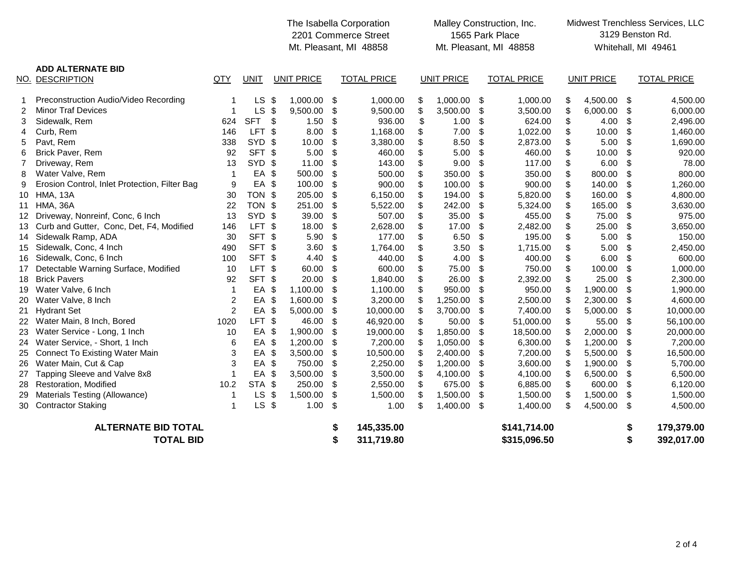| | | | | The Isabella Corporation<br>2201 Commerce Street<br>Mt. Pleasant, MI 48858 | | Malley Construction, Inc.<br>1565 Park Place<br>Mt. Pleasant, MI 48858 | | Midwest Trenchless Services, LLC<br>3129 Benston Rd.<br>Whitehall, MI 49461 | |
|---|---|---|---|---|---|---|---|---|---|
| **NO.** | **ADD ALTERNATE BID**<br>**DESCRIPTION** | **QTY** | **UNIT** | **UNIT PRICE** | **TOTAL PRICE** | **UNIT PRICE** | **TOTAL PRICE** | **UNIT PRICE** | **TOTAL PRICE** |
| 1 | Preconstruction Audio/Video Recording | 1 | LS | $ 1,000.00 | $ 1,000.00 | $ 1,000.00 | $ 1,000.00 | $ 4,500.00 | $ 4,500.00 |
| 2 | Minor Traf Devices | 1 | LS | $ 9,500.00 | $ 9,500.00 | $ 3,500.00 | $ 3,500.00 | $ 6,000.00 | $ 6,000.00 |
| 3 | Sidewalk, Rem | 624 | SFT | $ 1.50 | $ 936.00 | $ 1.00 | $ 624.00 | $ 4.00 | $ 2,496.00 |
| 4 | Curb, Rem | 146 | LFT | $ 8.00 | $ 1,168.00 | $ 7.00 | $ 1,022.00 | $ 10.00 | $ 1,460.00 |
| 5 | Pavt, Rem | 338 | SYD | $ 10.00 | $ 3,380.00 | $ 8.50 | $ 2,873.00 | $ 5.00 | $ 1,690.00 |
| 6 | Brick Paver, Rem | 92 | SFT | $ 5.00 | $ 460.00 | $ 5.00 | $ 460.00 | $ 10.00 | $ 920.00 |
| 7 | Driveway, Rem | 13 | SYD | $ 11.00 | $ 143.00 | $ 9.00 | $ 117.00 | $ 6.00 | $ 78.00 |
| 8 | Water Valve, Rem | 1 | EA | $ 500.00 | $ 500.00 | $ 350.00 | $ 350.00 | $ 800.00 | $ 800.00 |
| 9 | Erosion Control, Inlet Protection, Filter Bag | 9 | EA | $ 100.00 | $ 900.00 | $ 100.00 | $ 900.00 | $ 140.00 | $ 1,260.00 |
| 10 | HMA, 13A | 30 | TON | $ 205.00 | $ 6,150.00 | $ 194.00 | $ 5,820.00 | $ 160.00 | $ 4,800.00 |
| 11 | HMA, 36A | 22 | TON | $ 251.00 | $ 5,522.00 | $ 242.00 | $ 5,324.00 | $ 165.00 | $ 3,630.00 |
| 12 | Driveway, Nonreinf, Conc, 6 Inch | 13 | SYD | $ 39.00 | $ 507.00 | $ 35.00 | $ 455.00 | $ 75.00 | $ 975.00 |
| 13 | Curb and Gutter, Conc, Det, F4, Modified | 146 | LFT | $ 18.00 | $ 2,628.00 | $ 17.00 | $ 2,482.00 | $ 25.00 | $ 3,650.00 |
| 14 | Sidewalk Ramp, ADA | 30 | SFT | $ 5.90 | $ 177.00 | $ 6.50 | $ 195.00 | $ 5.00 | $ 150.00 |
| 15 | Sidewalk, Conc, 4 Inch | 490 | SFT | $ 3.60 | $ 1,764.00 | $ 3.50 | $ 1,715.00 | $ 5.00 | $ 2,450.00 |
| 16 | Sidewalk, Conc, 6 Inch | 100 | SFT | $ 4.40 | $ 440.00 | $ 4.00 | $ 400.00 | $ 6.00 | $ 600.00 |
| 17 | Detectable Warning Surface, Modified | 10 | LFT | $ 60.00 | $ 600.00 | $ 75.00 | $ 750.00 | $ 100.00 | $ 1,000.00 |
| 18 | Brick Pavers | 92 | SFT | $ 20.00 | $ 1,840.00 | $ 26.00 | $ 2,392.00 | $ 25.00 | $ 2,300.00 |
| 19 | Water Valve, 6 Inch | 1 | EA | $ 1,100.00 | $ 1,100.00 | $ 950.00 | $ 950.00 | $ 1,900.00 | $ 1,900.00 |
| 20 | Water Valve, 8 Inch | 2 | EA | $ 1,600.00 | $ 3,200.00 | $ 1,250.00 | $ 2,500.00 | $ 2,300.00 | $ 4,600.00 |
| 21 | Hydrant Set | 2 | EA | $ 5,000.00 | $ 10,000.00 | $ 3,700.00 | $ 7,400.00 | $ 5,000.00 | $ 10,000.00 |
| 22 | Water Main, 8 Inch, Bored | 1020 | LFT | $ 46.00 | $ 46,920.00 | $ 50.00 | $ 51,000.00 | $ 55.00 | $ 56,100.00 |
| 23 | Water Service - Long, 1 Inch | 10 | EA | $ 1,900.00 | $ 19,000.00 | $ 1,850.00 | $ 18,500.00 | $ 2,000.00 | $ 20,000.00 |
| 24 | Water Service, - Short, 1 Inch | 6 | EA | $ 1,200.00 | $ 7,200.00 | $ 1,050.00 | $ 6,300.00 | $ 1,200.00 | $ 7,200.00 |
| 25 | Connect To Existing Water Main | 3 | EA | $ 3,500.00 | $ 10,500.00 | $ 2,400.00 | $ 7,200.00 | $ 5,500.00 | $ 16,500.00 |
| 26 | Water Main, Cut & Cap | 3 | EA | $ 750.00 | $ 2,250.00 | $ 1,200.00 | $ 3,600.00 | $ 1,900.00 | $ 5,700.00 |
| 27 | Tapping Sleeve and Valve 8x8 | 1 | EA | $ 3,500.00 | $ 3,500.00 | $ 4,100.00 | $ 4,100.00 | $ 6,500.00 | $ 6,500.00 |
| 28 | Restoration, Modified | 10.2 | STA | $ 250.00 | $ 2,550.00 | $ 675.00 | $ 6,885.00 | $ 600.00 | $ 6,120.00 |
| 29 | Materials Testing (Allowance) | 1 | LS | $ 1,500.00 | $ 1,500.00 | $ 1,500.00 | $ 1,500.00 | $ 1,500.00 | $ 1,500.00 |
| 30 | Contractor Staking | 1 | LS | $ 1.00 | $ 1.00 | $ 1,400.00 | $ 1,400.00 | $ 4,500.00 | $ 4,500.00 |
| | **ALTERNATE BID TOTAL** | | | | **$ 145,335.00** | | **$141,714.00** | | **$ 179,379.00** |
| | **TOTAL BID** | | | | **$ 311,719.80** | | **$315,096.50** | | **$ 392,017.00** |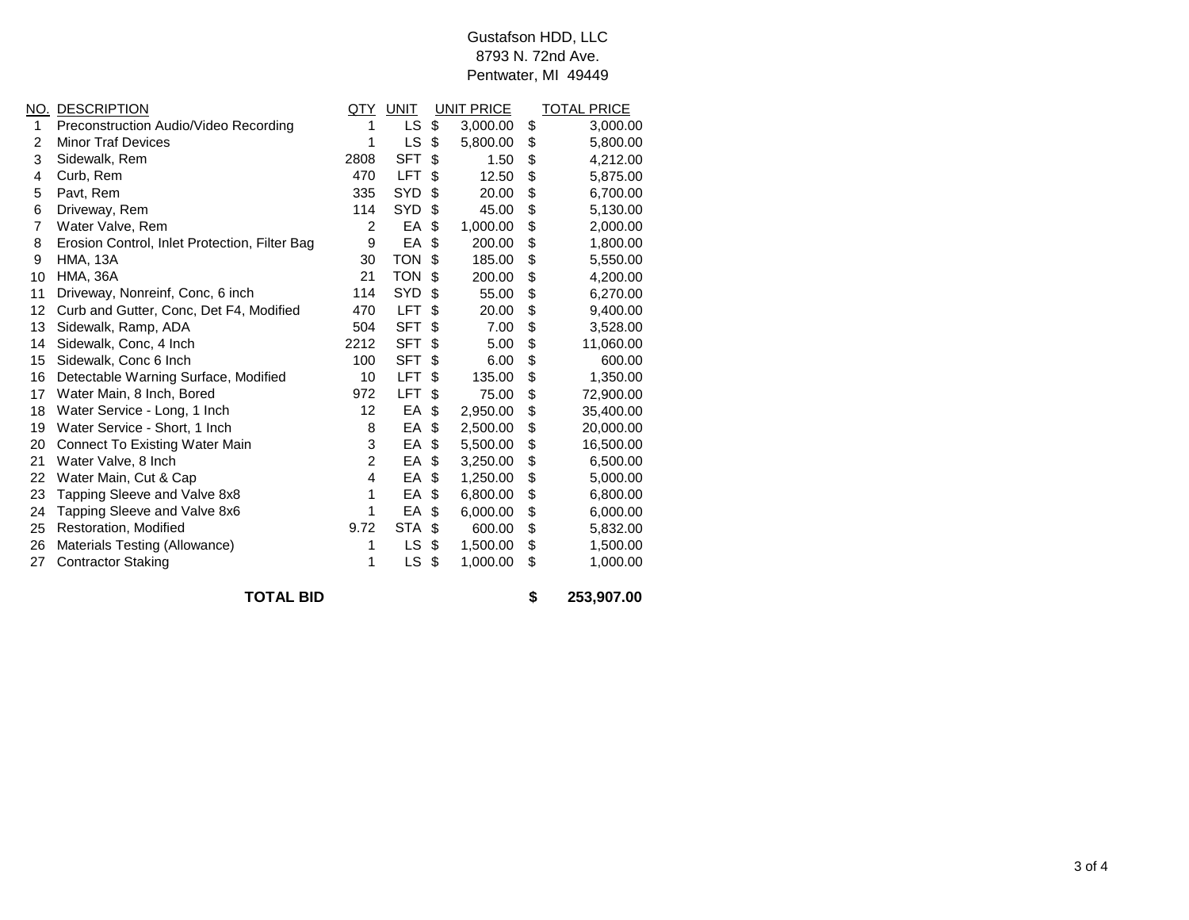Gustafson HDD, LLC
8793 N. 72nd Ave.
Pentwater, MI 49449

| NO. | DESCRIPTION | QTY | UNIT | UNIT PRICE | TOTAL PRICE |
|---|---|---|---|---|---|
| 1 | Preconstruction Audio/Video Recording | 1 | LS | $ 3,000.00 | $ 3,000.00 |
| 2 | Minor Traf Devices | 1 | LS | $ 5,800.00 | $ 5,800.00 |
| 3 | Sidewalk, Rem | 2808 | SFT | $ 1.50 | $ 4,212.00 |
| 4 | Curb, Rem | 470 | LFT | $ 12.50 | $ 5,875.00 |
| 5 | Pavt, Rem | 335 | SYD | $ 20.00 | $ 6,700.00 |
| 6 | Driveway, Rem | 114 | SYD | $ 45.00 | $ 5,130.00 |
| 7 | Water Valve, Rem | 2 | EA | $ 1,000.00 | $ 2,000.00 |
| 8 | Erosion Control, Inlet Protection, Filter Bag | 9 | EA | $ 200.00 | $ 1,800.00 |
| 9 | HMA, 13A | 30 | TON | $ 185.00 | $ 5,550.00 |
| 10 | HMA, 36A | 21 | TON | $ 200.00 | $ 4,200.00 |
| 11 | Driveway, Nonreinf, Conc, 6 inch | 114 | SYD | $ 55.00 | $ 6,270.00 |
| 12 | Curb and Gutter, Conc, Det F4, Modified | 470 | LFT | $ 20.00 | $ 9,400.00 |
| 13 | Sidewalk, Ramp, ADA | 504 | SFT | $ 7.00 | $ 3,528.00 |
| 14 | Sidewalk, Conc, 4 Inch | 2212 | SFT | $ 5.00 | $ 11,060.00 |
| 15 | Sidewalk, Conc 6 Inch | 100 | SFT | $ 6.00 | $ 600.00 |
| 16 | Detectable Warning Surface, Modified | 10 | LFT | $ 135.00 | $ 1,350.00 |
| 17 | Water Main, 8 Inch, Bored | 972 | LFT | $ 75.00 | $ 72,900.00 |
| 18 | Water Service - Long, 1 Inch | 12 | EA | $ 2,950.00 | $ 35,400.00 |
| 19 | Water Service - Short, 1 Inch | 8 | EA | $ 2,500.00 | $ 20,000.00 |
| 20 | Connect To Existing Water Main | 3 | EA | $ 5,500.00 | $ 16,500.00 |
| 21 | Water Valve, 8 Inch | 2 | EA | $ 3,250.00 | $ 6,500.00 |
| 22 | Water Main, Cut & Cap | 4 | EA | $ 1,250.00 | $ 5,000.00 |
| 23 | Tapping Sleeve and Valve 8x8 | 1 | EA | $ 6,800.00 | $ 6,800.00 |
| 24 | Tapping Sleeve and Valve 8x6 | 1 | EA | $ 6,000.00 | $ 6,000.00 |
| 25 | Restoration, Modified | 9.72 | STA | $ 600.00 | $ 5,832.00 |
| 26 | Materials Testing (Allowance) | 1 | LS | $ 1,500.00 | $ 1,500.00 |
| 27 | Contractor Staking | 1 | LS | $ 1,000.00 | $ 1,000.00 |
| | **TOTAL BID** | | | | **$ 253,907.00** |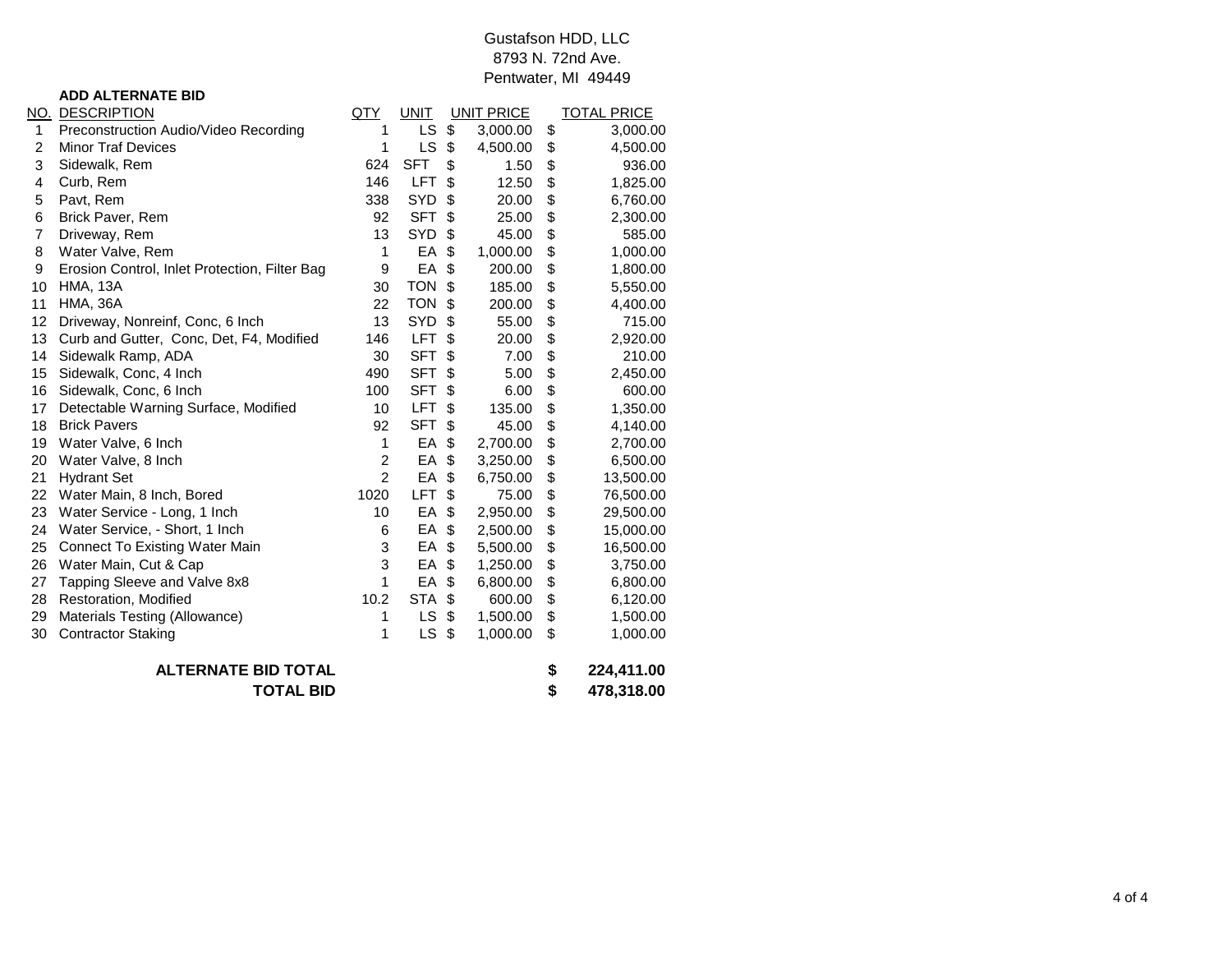Gustafson HDD, LLC
8793 N. 72nd Ave.
Pentwater, MI 49449

**ADD ALTERNATE BID**

| NO. | DESCRIPTION | QTY | UNIT | UNIT PRICE | TOTAL PRICE |
|---|---|---|---|---|---|
| 1 | Preconstruction Audio/Video Recording | 1 | LS | $ 3,000.00 | $ 3,000.00 |
| 2 | Minor Traf Devices | 1 | LS | $ 4,500.00 | $ 4,500.00 |
| 3 | Sidewalk, Rem | 624 | SFT | $ 1.50 | $ 936.00 |
| 4 | Curb, Rem | 146 | LFT | $ 12.50 | $ 1,825.00 |
| 5 | Pavt, Rem | 338 | SYD | $ 20.00 | $ 6,760.00 |
| 6 | Brick Paver, Rem | 92 | SFT | $ 25.00 | $ 2,300.00 |
| 7 | Driveway, Rem | 13 | SYD | $ 45.00 | $ 585.00 |
| 8 | Water Valve, Rem | 1 | EA | $ 1,000.00 | $ 1,000.00 |
| 9 | Erosion Control, Inlet Protection, Filter Bag | 9 | EA | $ 200.00 | $ 1,800.00 |
| 10 | HMA, 13A | 30 | TON | $ 185.00 | $ 5,550.00 |
| 11 | HMA, 36A | 22 | TON | $ 200.00 | $ 4,400.00 |
| 12 | Driveway, Nonreinf, Conc, 6 Inch | 13 | SYD | $ 55.00 | $ 715.00 |
| 13 | Curb and Gutter, Conc, Det, F4, Modified | 146 | LFT | $ 20.00 | $ 2,920.00 |
| 14 | Sidewalk Ramp, ADA | 30 | SFT | $ 7.00 | $ 210.00 |
| 15 | Sidewalk, Conc, 4 Inch | 490 | SFT | $ 5.00 | $ 2,450.00 |
| 16 | Sidewalk, Conc, 6 Inch | 100 | SFT | $ 6.00 | $ 600.00 |
| 17 | Detectable Warning Surface, Modified | 10 | LFT | $ 135.00 | $ 1,350.00 |
| 18 | Brick Pavers | 92 | SFT | $ 45.00 | $ 4,140.00 |
| 19 | Water Valve, 6 Inch | 1 | EA | $ 2,700.00 | $ 2,700.00 |
| 20 | Water Valve, 8 Inch | 2 | EA | $ 3,250.00 | $ 6,500.00 |
| 21 | Hydrant Set | 2 | EA | $ 6,750.00 | $ 13,500.00 |
| 22 | Water Main, 8 Inch, Bored | 1020 | LFT | $ 75.00 | $ 76,500.00 |
| 23 | Water Service - Long, 1 Inch | 10 | EA | $ 2,950.00 | $ 29,500.00 |
| 24 | Water Service, - Short, 1 Inch | 6 | EA | $ 2,500.00 | $ 15,000.00 |
| 25 | Connect To Existing Water Main | 3 | EA | $ 5,500.00 | $ 16,500.00 |
| 26 | Water Main, Cut & Cap | 3 | EA | $ 1,250.00 | $ 3,750.00 |
| 27 | Tapping Sleeve and Valve 8x8 | 1 | EA | $ 6,800.00 | $ 6,800.00 |
| 28 | Restoration, Modified | 10.2 | STA | $ 600.00 | $ 6,120.00 |
| 29 | Materials Testing (Allowance) | 1 | LS | $ 1,500.00 | $ 1,500.00 |
| 30 | Contractor Staking | 1 | LS | $ 1,000.00 | $ 1,000.00 |
| | **ALTERNATE BID TOTAL** | | | | **$ 224,411.00** |
| | **TOTAL BID** | | | | **$ 478,318.00** |